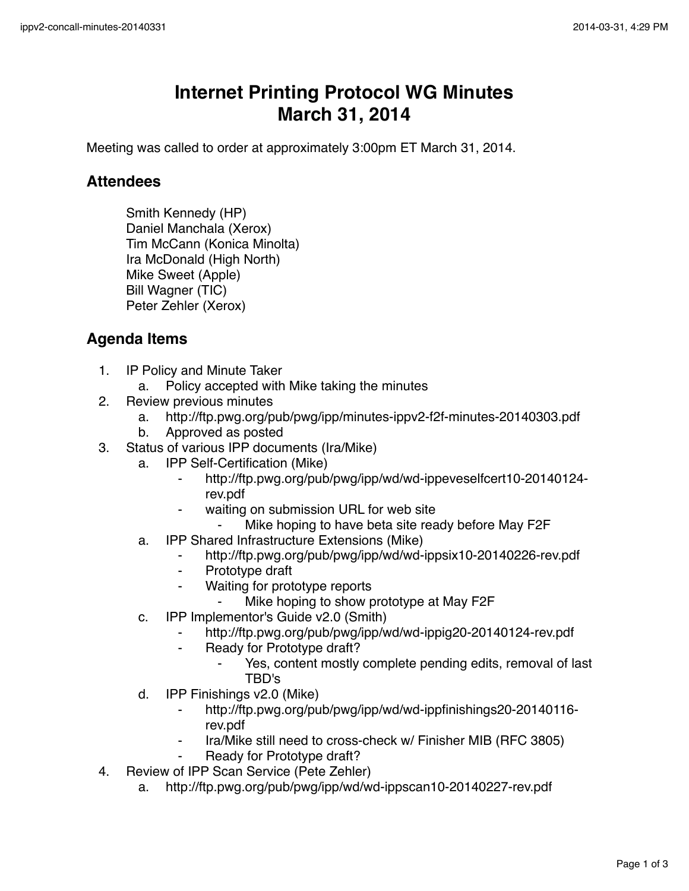# Internet Printing Protocol WG Minutes
# March 31, 2014

Meeting was called to order at approximately 3:00pm ET March 31, 2014.

## Attendees

Smith Kennedy (HP)
Daniel Manchala (Xerox)
Tim McCann (Konica Minolta)
Ira McDonald (High North)
Mike Sweet (Apple)
Bill Wagner (TIC)
Peter Zehler (Xerox)

## Agenda Items

1. IP Policy and Minute Taker
    a. Policy accepted with Mike taking the minutes
2. Review previous minutes
    a. http://ftp.pwg.org/pub/pwg/ipp/minutes-ippv2-f2f-minutes-20140303.pdf
    b. Approved as posted
3. Status of various IPP documents (Ira/Mike)
    a. IPP Self-Certification (Mike)
        - http://ftp.pwg.org/pub/pwg/ipp/wd/wd-ippeveselfcert10-20140124-rev.pdf
        - waiting on submission URL for web site
            - Mike hoping to have beta site ready before May F2F
    a. IPP Shared Infrastructure Extensions (Mike)
        - http://ftp.pwg.org/pub/pwg/ipp/wd/wd-ippsix10-20140226-rev.pdf
        - Prototype draft
        - Waiting for prototype reports
            - Mike hoping to show prototype at May F2F
    c. IPP Implementor's Guide v2.0 (Smith)
        - http://ftp.pwg.org/pub/pwg/ipp/wd/wd-ippig20-20140124-rev.pdf
        - Ready for Prototype draft?
            - Yes, content mostly complete pending edits, removal of last TBD's
    d. IPP Finishings v2.0 (Mike)
        - http://ftp.pwg.org/pub/pwg/ipp/wd/wd-ippfinishings20-20140116-rev.pdf
        - Ira/Mike still need to cross-check w/ Finisher MIB (RFC 3805)
        - Ready for Prototype draft?
4. Review of IPP Scan Service (Pete Zehler)
    a. http://ftp.pwg.org/pub/pwg/ipp/wd/wd-ippscan10-20140227-rev.pdf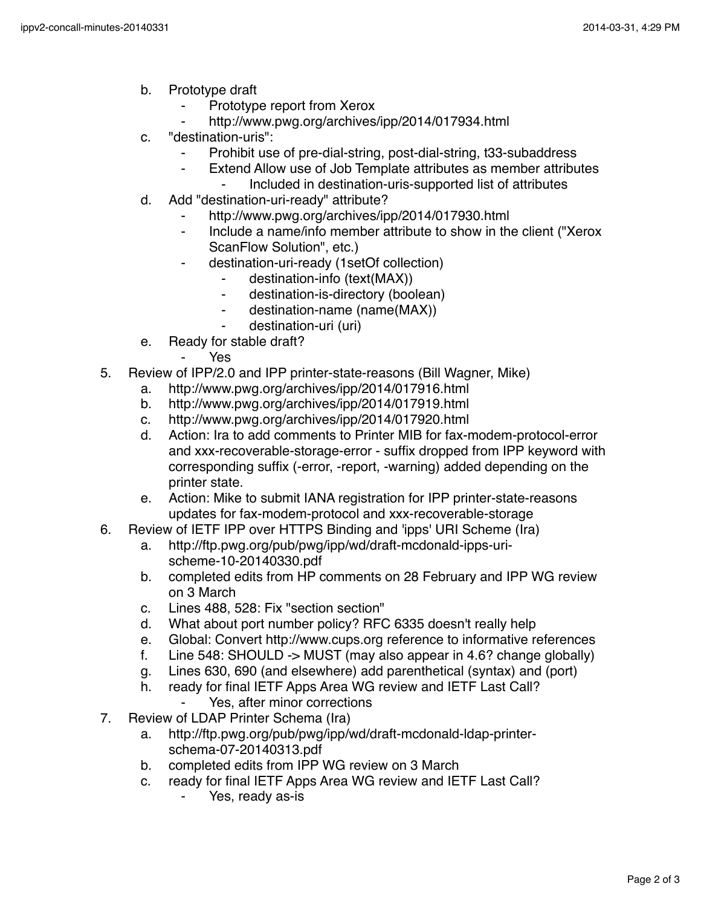b. Prototype draft
    - Prototype report from Xerox
    - http://www.pwg.org/archives/ipp/2014/017934.html
c. "destination-uris":
    - Prohibit use of pre-dial-string, post-dial-string, t33-subaddress
    - Extend Allow use of Job Template attributes as member attributes
        - Included in destination-uris-supported list of attributes
d. Add "destination-uri-ready" attribute?
    - http://www.pwg.org/archives/ipp/2014/017930.html
    - Include a name/info member attribute to show in the client ("Xerox ScanFlow Solution", etc.)
    - destination-uri-ready (1setOf collection)
        - destination-info (text(MAX))
        - destination-is-directory (boolean)
        - destination-name (name(MAX))
        - destination-uri (uri)
e. Ready for stable draft?
    - Yes

5. Review of IPP/2.0 and IPP printer-state-reasons (Bill Wagner, Mike)
    a. http://www.pwg.org/archives/ipp/2014/017916.html
    b. http://www.pwg.org/archives/ipp/2014/017919.html
    c. http://www.pwg.org/archives/ipp/2014/017920.html
    d. Action: Ira to add comments to Printer MIB for fax-modem-protocol-error and xxx-recoverable-storage-error - suffix dropped from IPP keyword with corresponding suffix (-error, -report, -warning) added depending on the printer state.
    e. Action: Mike to submit IANA registration for IPP printer-state-reasons updates for fax-modem-protocol and xxx-recoverable-storage
6. Review of IETF IPP over HTTPS Binding and 'ipps' URI Scheme (Ira)
    a. http://ftp.pwg.org/pub/pwg/ipp/wd/draft-mcdonald-ipps-uri-scheme-10-20140330.pdf
    b. completed edits from HP comments on 28 February and IPP WG review on 3 March
    c. Lines 488, 528: Fix "section section"
    d. What about port number policy? RFC 6335 doesn't really help
    e. Global: Convert http://www.cups.org reference to informative references
    f. Line 548: SHOULD -> MUST (may also appear in 4.6? change globally)
    g. Lines 630, 690 (and elsewhere) add parenthetical (syntax) and (port)
    h. ready for final IETF Apps Area WG review and IETF Last Call?
        - Yes, after minor corrections
7. Review of LDAP Printer Schema (Ira)
    a. http://ftp.pwg.org/pub/pwg/ipp/wd/draft-mcdonald-ldap-printer-schema-07-20140313.pdf
    b. completed edits from IPP WG review on 3 March
    c. ready for final IETF Apps Area WG review and IETF Last Call?
        - Yes, ready as-is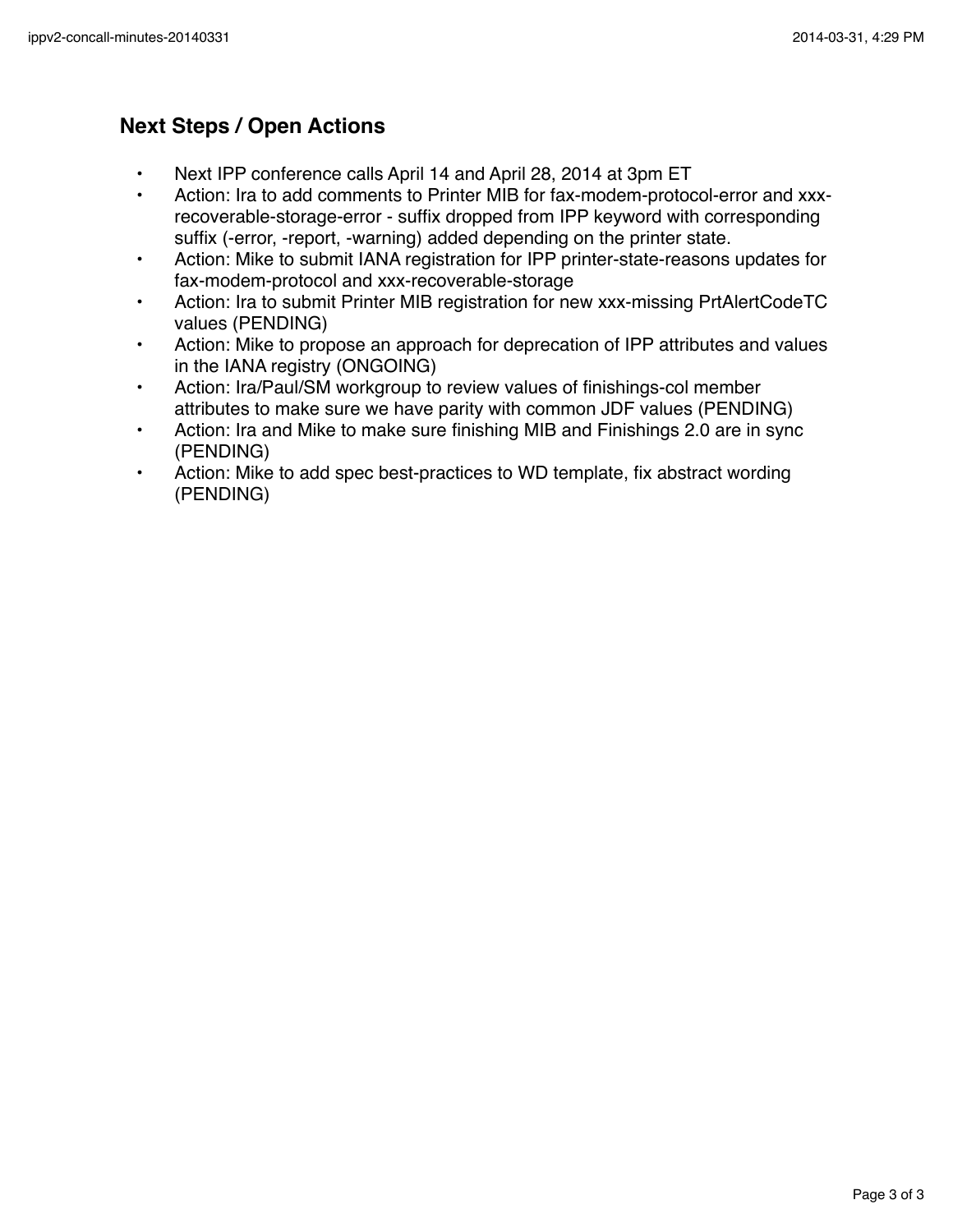## Next Steps / Open Actions

- Next IPP conference calls April 14 and April 28, 2014 at 3pm ET
- Action: Ira to add comments to Printer MIB for fax-modem-protocol-error and xxx-recoverable-storage-error - suffix dropped from IPP keyword with corresponding suffix (-error, -report, -warning) added depending on the printer state.
- Action: Mike to submit IANA registration for IPP printer-state-reasons updates for fax-modem-protocol and xxx-recoverable-storage
- Action: Ira to submit Printer MIB registration for new xxx-missing PrtAlertCodeTC values (PENDING)
- Action: Mike to propose an approach for deprecation of IPP attributes and values in the IANA registry (ONGOING)
- Action: Ira/Paul/SM workgroup to review values of finishings-col member attributes to make sure we have parity with common JDF values (PENDING)
- Action: Ira and Mike to make sure finishing MIB and Finishings 2.0 are in sync (PENDING)
- Action: Mike to add spec best-practices to WD template, fix abstract wording (PENDING)